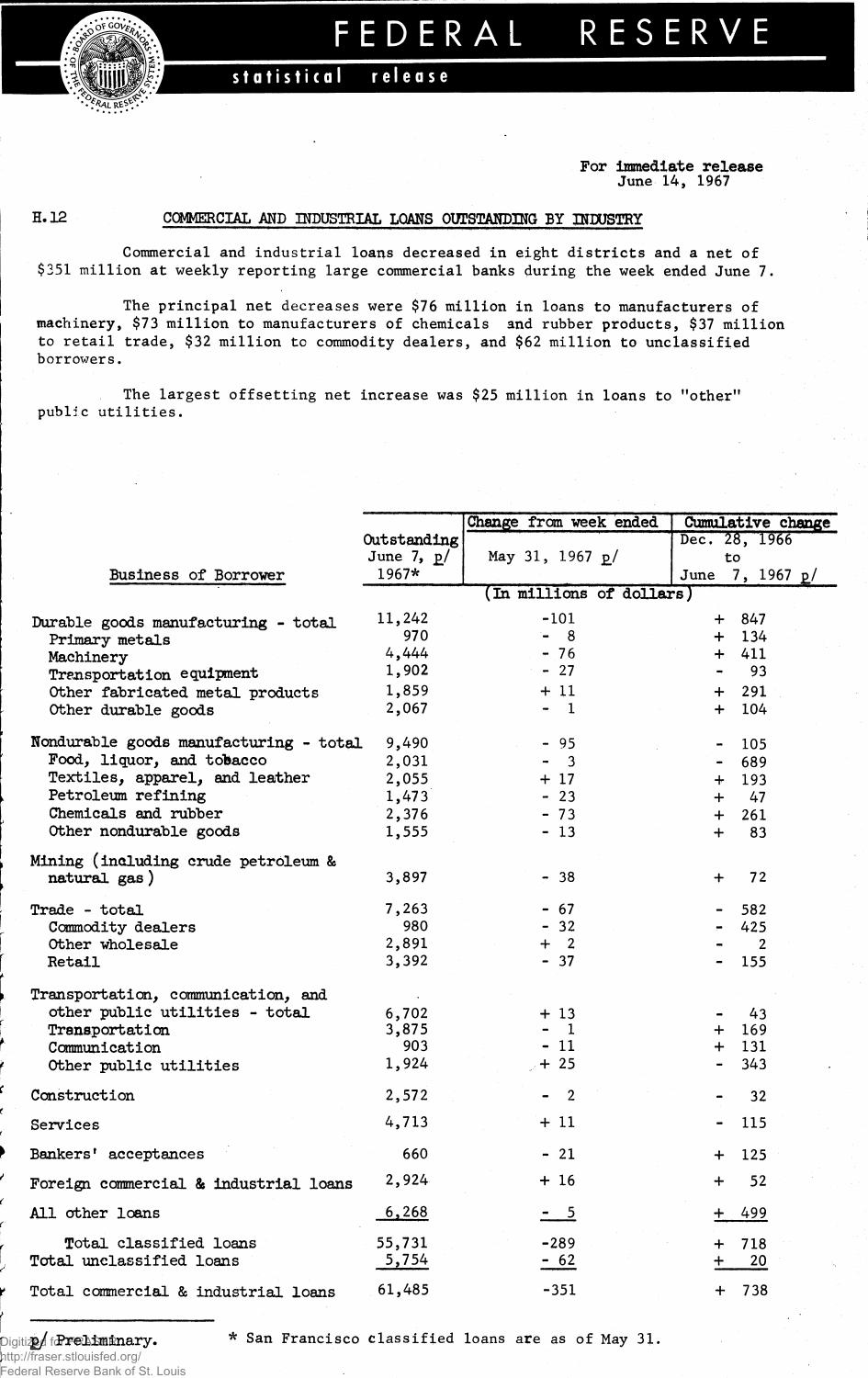# FEDERAL RESERVE

statistical release

For immediate release
June 14, 1967

H.12

## COMMERCIAL AND INDUSTRIAL LOANS OUTSTANDING BY INDUSTRY

Commercial and industrial loans decreased in eight districts and a net of $351 million at weekly reporting large commercial banks during the week ended June 7.

The principal net decreases were $76 million in loans to manufacturers of machinery, $73 million to manufacturers of chemicals and rubber products, $37 million to retail trade, $32 million to commodity dealers, and $62 million to unclassified borrowers.

The largest offsetting net increase was $25 million in loans to "other" public utilities.

| Business of Borrower | Outstanding June 7, p/ 1967* | Change from week ended May 31, 1967 p/ | Cumulative change Dec. 28, 1966 to June 7, 1967 p/ |
|---|---|---|---|
| | (In millions of dollars) | | |
| Durable goods manufacturing - total | 11,242 | -101 | + 847 |
| Primary metals | 970 | - 8 | + 134 |
| Machinery | 4,444 | - 76 | + 411 |
| Transportation equipment | 1,902 | - 27 | - 93 |
| Other fabricated metal products | 1,859 | + 11 | + 291 |
| Other durable goods | 2,067 | - 1 | + 104 |
| Nondurable goods manufacturing - total | 9,490 | - 95 | - 105 |
| Food, liquor, and tobacco | 2,031 | - 3 | - 689 |
| Textiles, apparel, and leather | 2,055 | + 17 | + 193 |
| Petroleum refining | 1,473 | - 23 | + 47 |
| Chemicals and rubber | 2,376 | - 73 | + 261 |
| Other nondurable goods | 1,555 | - 13 | + 83 |
| Mining (including crude petroleum & natural gas) | 3,897 | - 38 | + 72 |
| Trade - total | 7,263 | - 67 | - 582 |
| Commodity dealers | 980 | - 32 | - 425 |
| Other wholesale | 2,891 | + 2 | - 2 |
| Retail | 3,392 | - 37 | - 155 |
| Transportation, communication, and other public utilities - total | 6,702 | + 13 | - 43 |
| Transportation | 3,875 | - 1 | + 169 |
| Communication | 903 | - 11 | + 131 |
| Other public utilities | 1,924 | + 25 | - 343 |
| Construction | 2,572 | - 2 | - 32 |
| Services | 4,713 | + 11 | - 115 |
| Bankers' acceptances | 660 | - 21 | + 125 |
| Foreign commercial & industrial loans | 2,924 | + 16 | + 52 |
| All other loans | 6,268 | - 5 | + 499 |
| Total classified loans | 55,731 | -289 | + 718 |
| Total unclassified loans | 5,754 | - 62 | + 20 |
| Total commercial & industrial loans | 61,485 | -351 | + 738 |

p/ Preliminary. * San Francisco classified loans are as of May 31.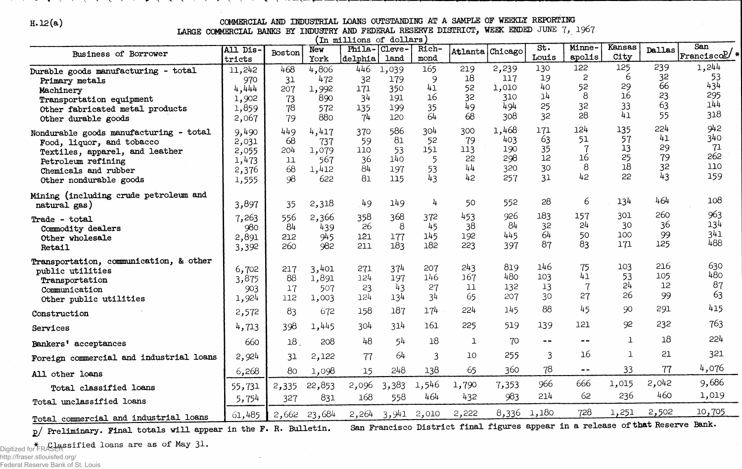H.12(a)

# COMMERCIAL AND INDUSTRIAL LOANS OUTSTANDING AT A SAMPLE OF WEEKLY REPORTING LARGE COMMERCIAL BANKS BY INDUSTRY AND FEDERAL RESERVE DISTRICT, WEEK ENDED JUNE 7, 1967

(In millions of dollars)

| Business of Borrower | All Districts | Boston | New York | Philadelphia | Cleveland | Richmond | Atlanta | Chicago | St. Louis | Minneapolis | Kansas City | Dallas | San Francisco p/ * |
|---|---|---|---|---|---|---|---|---|---|---|---|---|---|
| Durable goods manufacturing - total | 11,242 | 468 | 4,806 | 446 | 1,039 | 165 | 219 | 2,239 | 130 | 122 | 125 | 239 | 1,244 |
| Primary metals | 970 | 31 | 472 | 32 | 179 | 9 | 18 | 117 | 19 | 2 | 6 | 32 | 53 |
| Machinery | 4,444 | 207 | 1,992 | 171 | 350 | 41 | 52 | 1,010 | 40 | 52 | 29 | 66 | 434 |
| Transportation equipment | 1,902 | 73 | 890 | 34 | 191 | 16 | 32 | 310 | 14 | 8 | 16 | 23 | 295 |
| Other fabricated metal products | 1,859 | 78 | 572 | 135 | 199 | 35 | 49 | 494 | 25 | 32 | 33 | 63 | 144 |
| Other durable goods | 2,067 | 79 | 880 | 74 | 120 | 64 | 68 | 308 | 32 | 28 | 41 | 55 | 318 |
| Nondurable goods manufacturing - total | 9,490 | 449 | 4,417 | 370 | 586 | 304 | 300 | 1,468 | 171 | 124 | 135 | 224 | 942 |
| Food, liquor, and tobacco | 2,031 | 68 | 737 | 59 | 81 | 52 | 79 | 403 | 63 | 51 | 57 | 41 | 340 |
| Textiles, apparel, and leather | 2,055 | 204 | 1,079 | 110 | 53 | 151 | 113 | 190 | 35 | 7 | 13 | 29 | 71 |
| Petroleum refining | 1,473 | 11 | 567 | 36 | 140 | 5 | 22 | 298 | 12 | 16 | 25 | 79 | 262 |
| Chemicals and rubber | 2,376 | 68 | 1,412 | 84 | 197 | 53 | 44 | 320 | 30 | 8 | 18 | 32 | 110 |
| Other nondurable goods | 1,555 | 98 | 622 | 81 | 115 | 43 | 42 | 257 | 31 | 42 | 22 | 43 | 159 |
| Mining (including crude petroleum and natural gas) | 3,897 | 35 | 2,318 | 49 | 149 | 4 | 50 | 552 | 28 | 6 | 134 | 464 | 108 |
| Trade - total | 7,263 | 556 | 2,366 | 358 | 368 | 372 | 453 | 926 | 183 | 157 | 301 | 260 | 963 |
| Commodity dealers | 980 | 84 | 439 | 26 | 8 | 45 | 38 | 84 | 32 | 24 | 30 | 36 | 134 |
| Other wholesale | 2,891 | 212 | 945 | 121 | 177 | 145 | 192 | 445 | 64 | 50 | 100 | 99 | 341 |
| Retail | 3,392 | 260 | 982 | 211 | 183 | 182 | 223 | 397 | 87 | 83 | 171 | 125 | 488 |
| Transportation, communication, & other public utilities | 6,702 | 217 | 3,401 | 271 | 374 | 207 | 243 | 819 | 146 | 75 | 103 | 216 | 630 |
| Transportation | 3,875 | 88 | 1,891 | 124 | 197 | 146 | 167 | 480 | 103 | 41 | 53 | 105 | 480 |
| Communication | 903 | 17 | 507 | 23 | 43 | 27 | 11 | 132 | 13 | 7 | 24 | 12 | 87 |
| Other public utilities | 1,924 | 112 | 1,003 | 124 | 134 | 34 | 65 | 207 | 30 | 27 | 26 | 99 | 63 |
| Construction | 2,572 | 83 | 672 | 158 | 187 | 174 | 224 | 145 | 88 | 45 | 90 | 291 | 415 |
| Services | 4,713 | 398 | 1,445 | 304 | 314 | 161 | 225 | 519 | 139 | 121 | 92 | 232 | 763 |
| Bankers' acceptances | 660 | 18 | 208 | 48 | 54 | 18 | 1 | 70 | -- | -- | 1 | 18 | 224 |
| Foreign commercial and industrial loans | 2,924 | 31 | 2,122 | 77 | 64 | 3 | 10 | 255 | 3 | 16 | 1 | 21 | 321 |
| All other loans | 6,268 | 80 | 1,098 | 15 | 248 | 138 | 65 | 360 | 78 | -- | 33 | 77 | 4,076 |
| Total classified loans | 55,731 | 2,335 | 22,853 | 2,096 | 3,383 | 1,546 | 1,790 | 7,353 | 966 | 666 | 1,015 | 2,042 | 9,686 |
| Total unclassified loans | 5,754 | 327 | 831 | 168 | 558 | 464 | 432 | 983 | 214 | 62 | 236 | 460 | 1,019 |
| Total commercial and industrial loans | 61,485 | 2,662 | 23,684 | 2,264 | 3,941 | 2,010 | 2,222 | 8,336 | 1,180 | 728 | 1,251 | 2,502 | 10,705 |

p/ Preliminary. Final totals will appear in the F. R. Bulletin. San Francisco District final figures appear in a release of that Reserve Bank.

* Classified loans are as of May 31.